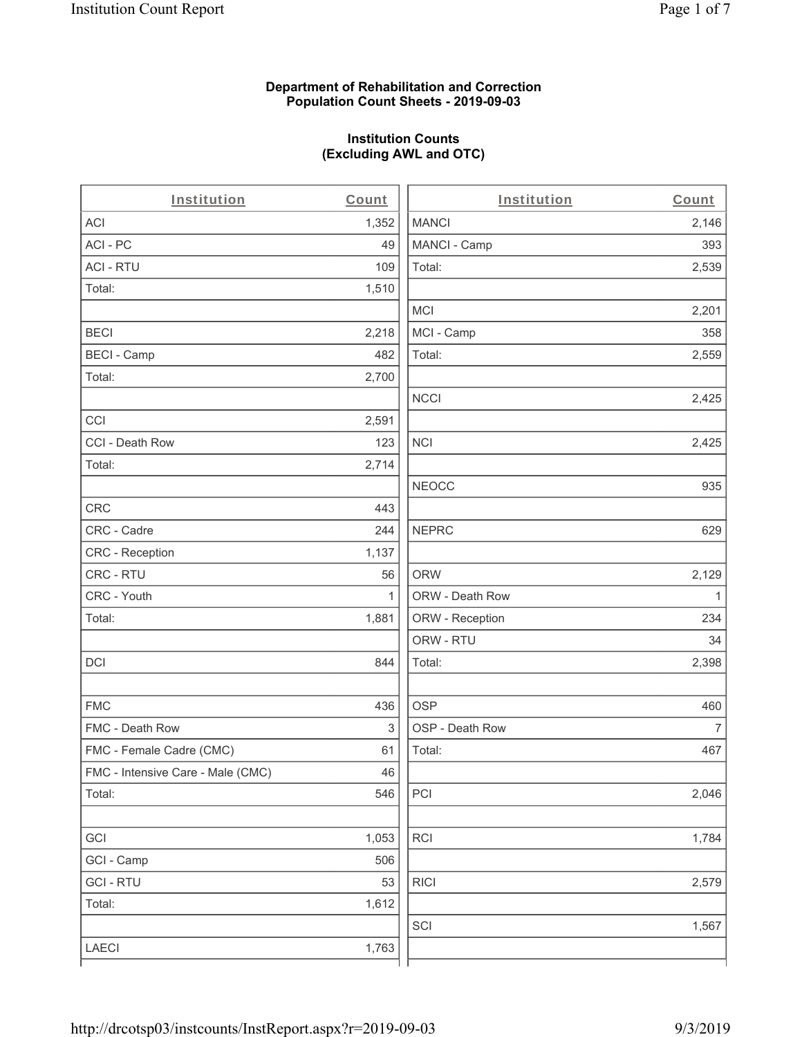**Department of Rehabilitation and Correction**
**Population Count Sheets - 2019-09-03**

**Institution Counts**
**(Excluding AWL and OTC)**

| Institution | Count |
|---|---|
| ACI | 1,352 |
| ACI - PC | 49 |
| ACI - RTU | 109 |
| Total: | 1,510 |
| | |
| BECI | 2,218 |
| BECI - Camp | 482 |
| Total: | 2,700 |
| | |
| CCI | 2,591 |
| CCI - Death Row | 123 |
| Total: | 2,714 |
| | |
| CRC | 443 |
| CRC - Cadre | 244 |
| CRC - Reception | 1,137 |
| CRC - RTU | 56 |
| CRC - Youth | 1 |
| Total: | 1,881 |
| | |
| DCI | 844 |
| | |
| FMC | 436 |
| FMC - Death Row | 3 |
| FMC - Female Cadre (CMC) | 61 |
| FMC - Intensive Care - Male (CMC) | 46 |
| Total: | 546 |
| | |
| GCI | 1,053 |
| GCI - Camp | 506 |
| GCI - RTU | 53 |
| Total: | 1,612 |
| | |
| LAECI | 1,763 |

| Institution | Count |
|---|---|
| MANCI | 2,146 |
| MANCI - Camp | 393 |
| Total: | 2,539 |
| | |
| MCI | 2,201 |
| MCI - Camp | 358 |
| Total: | 2,559 |
| | |
| NCCI | 2,425 |
| | |
| NCI | 2,425 |
| | |
| NEOCC | 935 |
| | |
| NEPRC | 629 |
| | |
| ORW | 2,129 |
| ORW - Death Row | 1 |
| ORW - Reception | 234 |
| ORW - RTU | 34 |
| Total: | 2,398 |
| | |
| OSP | 460 |
| OSP - Death Row | 7 |
| Total: | 467 |
| | |
| PCI | 2,046 |
| | |
| RCI | 1,784 |
| | |
| RICI | 2,579 |
| | |
| SCI | 1,567 |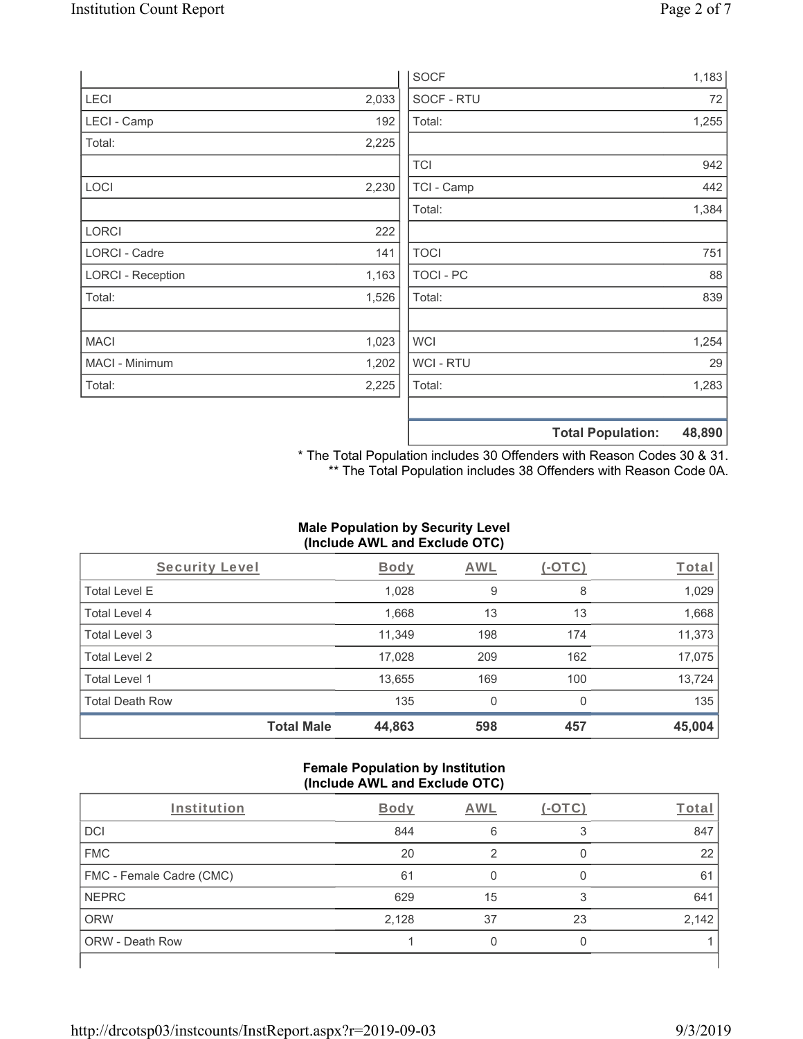| | |
|---|---|
| LECI | 2,033 |
| LECI - Camp | 192 |
| Total: | 2,225 |
| | |
| LOCI | 2,230 |
| | |
| LORCI | 222 |
| LORCI - Cadre | 141 |
| LORCI - Reception | 1,163 |
| Total: | 1,526 |
| | |
| MACI | 1,023 |
| MACI - Minimum | 1,202 |
| Total: | 2,225 |

| | |
|---|---|
| SOCF | 1,183 |
| SOCF - RTU | 72 |
| Total: | 1,255 |
| | |
| TCI | 942 |
| TCI - Camp | 442 |
| Total: | 1,384 |
| | |
| TOCI | 751 |
| TOCI - PC | 88 |
| Total: | 839 |
| | |
| WCI | 1,254 |
| WCI - RTU | 29 |
| Total: | 1,283 |
| | |
| **Total Population:** | **48,890** |

\* The Total Population includes 30 Offenders with Reason Codes 30 & 31.
\*\* The Total Population includes 38 Offenders with Reason Code 0A.

**Male Population by Security Level (Include AWL and Exclude OTC)**

| Security Level | Body | AWL | (-OTC) | Total |
|---|---|---|---|---|
| Total Level E | 1,028 | 9 | 8 | 1,029 |
| Total Level 4 | 1,668 | 13 | 13 | 1,668 |
| Total Level 3 | 11,349 | 198 | 174 | 11,373 |
| Total Level 2 | 17,028 | 209 | 162 | 17,075 |
| Total Level 1 | 13,655 | 169 | 100 | 13,724 |
| Total Death Row | 135 | 0 | 0 | 135 |
| **Total Male** | **44,863** | **598** | **457** | **45,004** |

**Female Population by Institution (Include AWL and Exclude OTC)**

| Institution | Body | AWL | (-OTC) | Total |
|---|---|---|---|---|
| DCI | 844 | 6 | 3 | 847 |
| FMC | 20 | 2 | 0 | 22 |
| FMC - Female Cadre (CMC) | 61 | 0 | 0 | 61 |
| NEPRC | 629 | 15 | 3 | 641 |
| ORW | 2,128 | 37 | 23 | 2,142 |
| ORW - Death Row | 1 | 0 | 0 | 1 |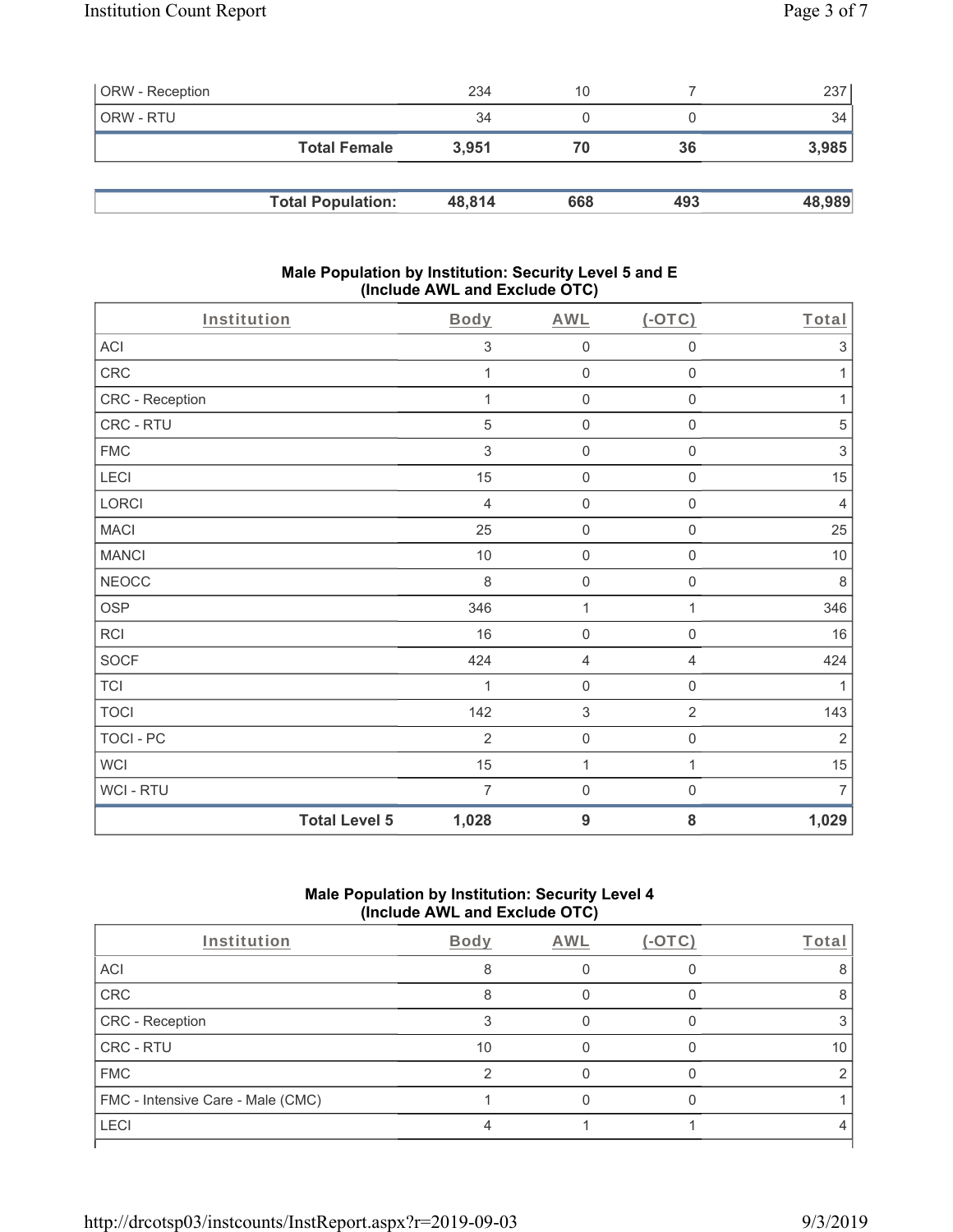| ORW - Reception | 234 | 10 | 7 | 237 |
|---|---|---|---|---|
| ORW - RTU | 34 | 0 | 0 | 34 |
| **Total Female** | **3,951** | **70** | **36** | **3,985** |

| **Total Population:** | **48,814** | **668** | **493** | **48,989** |
|---|---|---|---|---|

## Male Population by Institution: Security Level 5 and E (Include AWL and Exclude OTC)

| Institution | Body | AWL | (-OTC) | Total |
|---|---|---|---|---|
| ACI | 3 | 0 | 0 | 3 |
| CRC | 1 | 0 | 0 | 1 |
| CRC - Reception | 1 | 0 | 0 | 1 |
| CRC - RTU | 5 | 0 | 0 | 5 |
| FMC | 3 | 0 | 0 | 3 |
| LECI | 15 | 0 | 0 | 15 |
| LORCI | 4 | 0 | 0 | 4 |
| MACI | 25 | 0 | 0 | 25 |
| MANCI | 10 | 0 | 0 | 10 |
| NEOCC | 8 | 0 | 0 | 8 |
| OSP | 346 | 1 | 1 | 346 |
| RCI | 16 | 0 | 0 | 16 |
| SOCF | 424 | 4 | 4 | 424 |
| TCI | 1 | 0 | 0 | 1 |
| TOCI | 142 | 3 | 2 | 143 |
| TOCI - PC | 2 | 0 | 0 | 2 |
| WCI | 15 | 1 | 1 | 15 |
| WCI - RTU | 7 | 0 | 0 | 7 |
| **Total Level 5** | **1,028** | **9** | **8** | **1,029** |

## Male Population by Institution: Security Level 4 (Include AWL and Exclude OTC)

| Institution | Body | AWL | (-OTC) | Total |
|---|---|---|---|---|
| ACI | 8 | 0 | 0 | 8 |
| CRC | 8 | 0 | 0 | 8 |
| CRC - Reception | 3 | 0 | 0 | 3 |
| CRC - RTU | 10 | 0 | 0 | 10 |
| FMC | 2 | 0 | 0 | 2 |
| FMC - Intensive Care - Male (CMC) | 1 | 0 | 0 | 1 |
| LECI | 4 | 1 | 1 | 4 |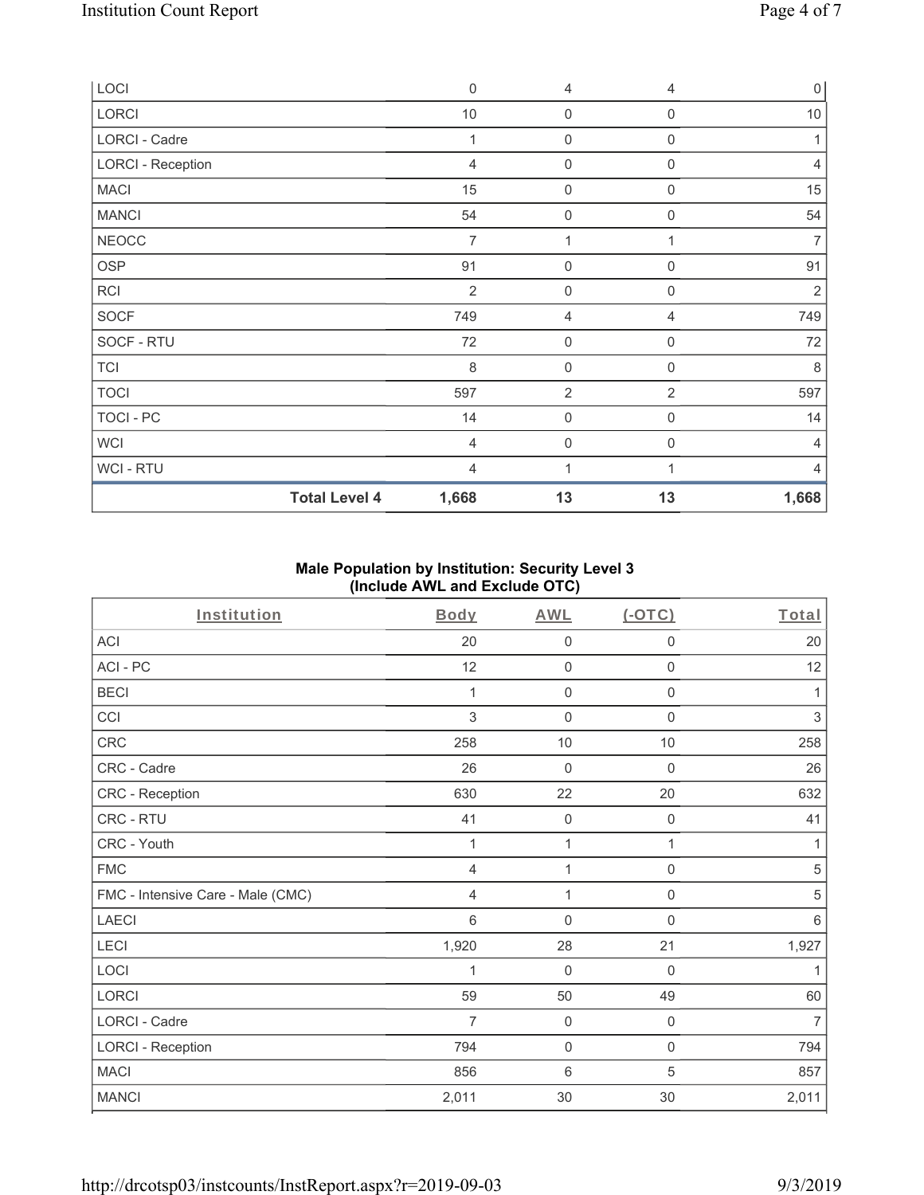| LOCI | 0 | 4 | 4 | 0 |
|---|---|---|---|---|
| LORCI | 10 | 0 | 0 | 10 |
| LORCI - Cadre | 1 | 0 | 0 | 1 |
| LORCI - Reception | 4 | 0 | 0 | 4 |
| MACI | 15 | 0 | 0 | 15 |
| MANCI | 54 | 0 | 0 | 54 |
| NEOCC | 7 | 1 | 1 | 7 |
| OSP | 91 | 0 | 0 | 91 |
| RCI | 2 | 0 | 0 | 2 |
| SOCF | 749 | 4 | 4 | 749 |
| SOCF - RTU | 72 | 0 | 0 | 72 |
| TCI | 8 | 0 | 0 | 8 |
| TOCI | 597 | 2 | 2 | 597 |
| TOCI - PC | 14 | 0 | 0 | 14 |
| WCI | 4 | 0 | 0 | 4 |
| WCI - RTU | 4 | 1 | 1 | 4 |
| **Total Level 4** | **1,668** | **13** | **13** | **1,668** |

## Male Population by Institution: Security Level 3 (Include AWL and Exclude OTC)

| Institution | Body | AWL | (-OTC) | Total |
|---|---|---|---|---|
| ACI | 20 | 0 | 0 | 20 |
| ACI - PC | 12 | 0 | 0 | 12 |
| BECI | 1 | 0 | 0 | 1 |
| CCI | 3 | 0 | 0 | 3 |
| CRC | 258 | 10 | 10 | 258 |
| CRC - Cadre | 26 | 0 | 0 | 26 |
| CRC - Reception | 630 | 22 | 20 | 632 |
| CRC - RTU | 41 | 0 | 0 | 41 |
| CRC - Youth | 1 | 1 | 1 | 1 |
| FMC | 4 | 1 | 0 | 5 |
| FMC - Intensive Care - Male (CMC) | 4 | 1 | 0 | 5 |
| LAECI | 6 | 0 | 0 | 6 |
| LECI | 1,920 | 28 | 21 | 1,927 |
| LOCI | 1 | 0 | 0 | 1 |
| LORCI | 59 | 50 | 49 | 60 |
| LORCI - Cadre | 7 | 0 | 0 | 7 |
| LORCI - Reception | 794 | 0 | 0 | 794 |
| MACI | 856 | 6 | 5 | 857 |
| MANCI | 2,011 | 30 | 30 | 2,011 |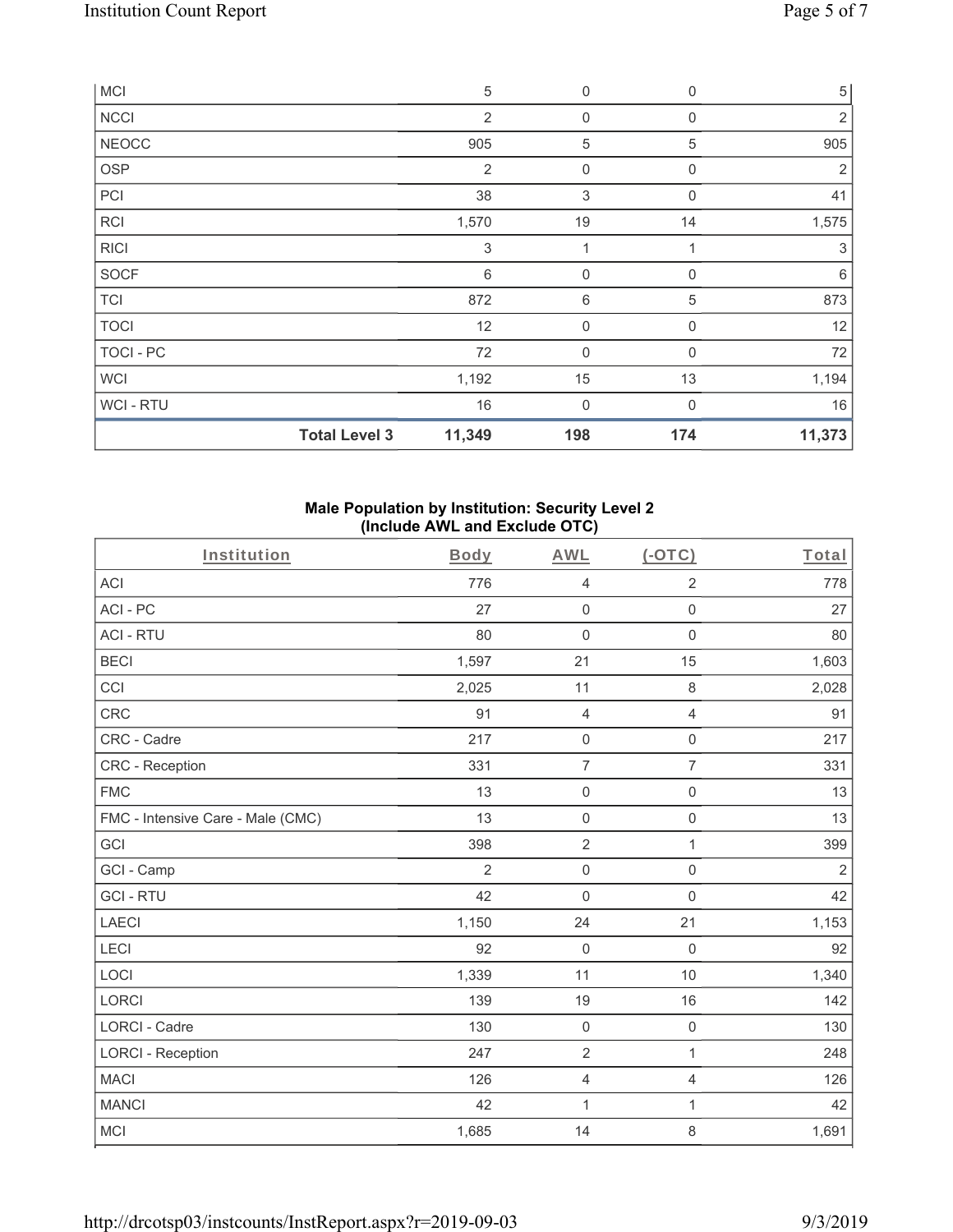| MCI | | 5 | 0 | 0 | 5 |
|---|---|---|---|---|---|
| NCCI | | 2 | 0 | 0 | 2 |
| NEOCC | | 905 | 5 | 5 | 905 |
| OSP | | 2 | 0 | 0 | 2 |
| PCI | | 38 | 3 | 0 | 41 |
| RCI | | 1,570 | 19 | 14 | 1,575 |
| RICI | | 3 | 1 | 1 | 3 |
| SOCF | | 6 | 0 | 0 | 6 |
| TCI | | 872 | 6 | 5 | 873 |
| TOCI | | 12 | 0 | 0 | 12 |
| TOCI - PC | | 72 | 0 | 0 | 72 |
| WCI | | 1,192 | 15 | 13 | 1,194 |
| WCI - RTU | | 16 | 0 | 0 | 16 |
| | **Total Level 3** | **11,349** | **198** | **174** | **11,373** |

**Male Population by Institution: Security Level 2 (Include AWL and Exclude OTC)**

| Institution | Body | AWL | (-OTC) | Total |
|---|---|---|---|---|
| ACI | 776 | 4 | 2 | 778 |
| ACI - PC | 27 | 0 | 0 | 27 |
| ACI - RTU | 80 | 0 | 0 | 80 |
| BECI | 1,597 | 21 | 15 | 1,603 |
| CCI | 2,025 | 11 | 8 | 2,028 |
| CRC | 91 | 4 | 4 | 91 |
| CRC - Cadre | 217 | 0 | 0 | 217 |
| CRC - Reception | 331 | 7 | 7 | 331 |
| FMC | 13 | 0 | 0 | 13 |
| FMC - Intensive Care - Male (CMC) | 13 | 0 | 0 | 13 |
| GCI | 398 | 2 | 1 | 399 |
| GCI - Camp | 2 | 0 | 0 | 2 |
| GCI - RTU | 42 | 0 | 0 | 42 |
| LAECI | 1,150 | 24 | 21 | 1,153 |
| LECI | 92 | 0 | 0 | 92 |
| LOCI | 1,339 | 11 | 10 | 1,340 |
| LORCI | 139 | 19 | 16 | 142 |
| LORCI - Cadre | 130 | 0 | 0 | 130 |
| LORCI - Reception | 247 | 2 | 1 | 248 |
| MACI | 126 | 4 | 4 | 126 |
| MANCI | 42 | 1 | 1 | 42 |
| MCI | 1,685 | 14 | 8 | 1,691 |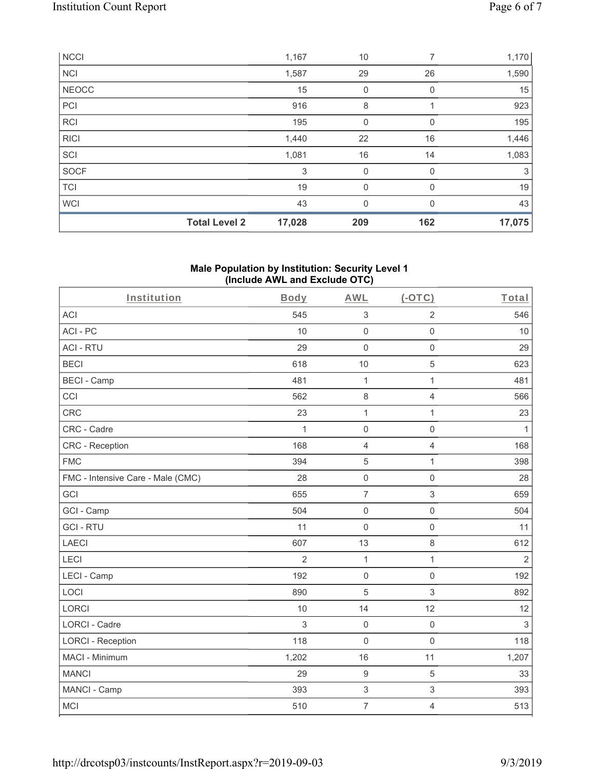| NCCI | | 1,167 | 10 | 7 | 1,170 |
|---|---|---|---|---|---|
| NCI | | 1,587 | 29 | 26 | 1,590 |
| NEOCC | | 15 | 0 | 0 | 15 |
| PCI | | 916 | 8 | 1 | 923 |
| RCI | | 195 | 0 | 0 | 195 |
| RICI | | 1,440 | 22 | 16 | 1,446 |
| SCI | | 1,081 | 16 | 14 | 1,083 |
| SOCF | | 3 | 0 | 0 | 3 |
| TCI | | 19 | 0 | 0 | 19 |
| WCI | | 43 | 0 | 0 | 43 |
| | **Total Level 2** | **17,028** | **209** | **162** | **17,075** |

**Male Population by Institution: Security Level 1 (Include AWL and Exclude OTC)**

| Institution | Body | AWL | (-OTC) | Total |
|---|---|---|---|---|
| ACI | 545 | 3 | 2 | 546 |
| ACI - PC | 10 | 0 | 0 | 10 |
| ACI - RTU | 29 | 0 | 0 | 29 |
| BECI | 618 | 10 | 5 | 623 |
| BECI - Camp | 481 | 1 | 1 | 481 |
| CCI | 562 | 8 | 4 | 566 |
| CRC | 23 | 1 | 1 | 23 |
| CRC - Cadre | 1 | 0 | 0 | 1 |
| CRC - Reception | 168 | 4 | 4 | 168 |
| FMC | 394 | 5 | 1 | 398 |
| FMC - Intensive Care - Male (CMC) | 28 | 0 | 0 | 28 |
| GCI | 655 | 7 | 3 | 659 |
| GCI - Camp | 504 | 0 | 0 | 504 |
| GCI - RTU | 11 | 0 | 0 | 11 |
| LAECI | 607 | 13 | 8 | 612 |
| LECI | 2 | 1 | 1 | 2 |
| LECI - Camp | 192 | 0 | 0 | 192 |
| LOCI | 890 | 5 | 3 | 892 |
| LORCI | 10 | 14 | 12 | 12 |
| LORCI - Cadre | 3 | 0 | 0 | 3 |
| LORCI - Reception | 118 | 0 | 0 | 118 |
| MACI - Minimum | 1,202 | 16 | 11 | 1,207 |
| MANCI | 29 | 9 | 5 | 33 |
| MANCI - Camp | 393 | 3 | 3 | 393 |
| MCI | 510 | 7 | 4 | 513 |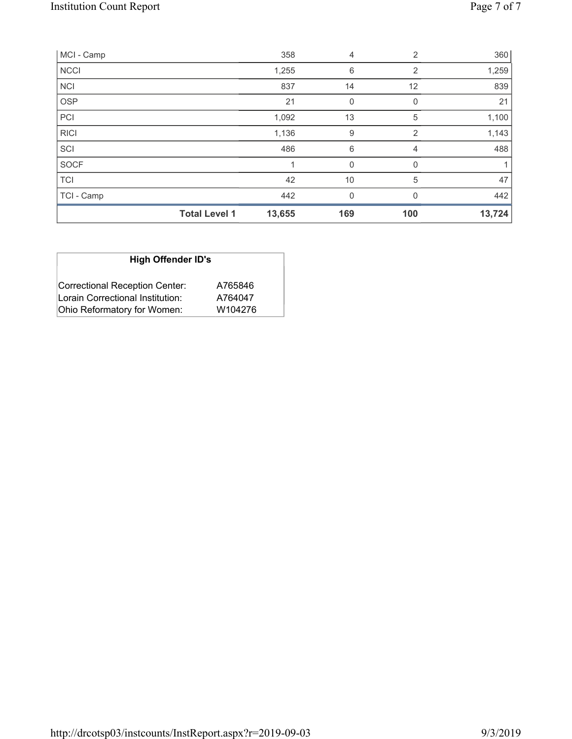| | | | | |
|---|---|---|---|---|
| MCI - Camp | 358 | 4 | 2 | 360 |
| NCCI | 1,255 | 6 | 2 | 1,259 |
| NCI | 837 | 14 | 12 | 839 |
| OSP | 21 | 0 | 0 | 21 |
| PCI | 1,092 | 13 | 5 | 1,100 |
| RICI | 1,136 | 9 | 2 | 1,143 |
| SCI | 486 | 6 | 4 | 488 |
| SOCF | 1 | 0 | 0 | 1 |
| TCI | 42 | 10 | 5 | 47 |
| TCI - Camp | 442 | 0 | 0 | 442 |
| **Total Level 1** | **13,655** | **169** | **100** | **13,724** |

| High Offender ID's | |
|---|---|
| Correctional Reception Center: | A765846 |
| Lorain Correctional Institution: | A764047 |
| Ohio Reformatory for Women: | W104276 |